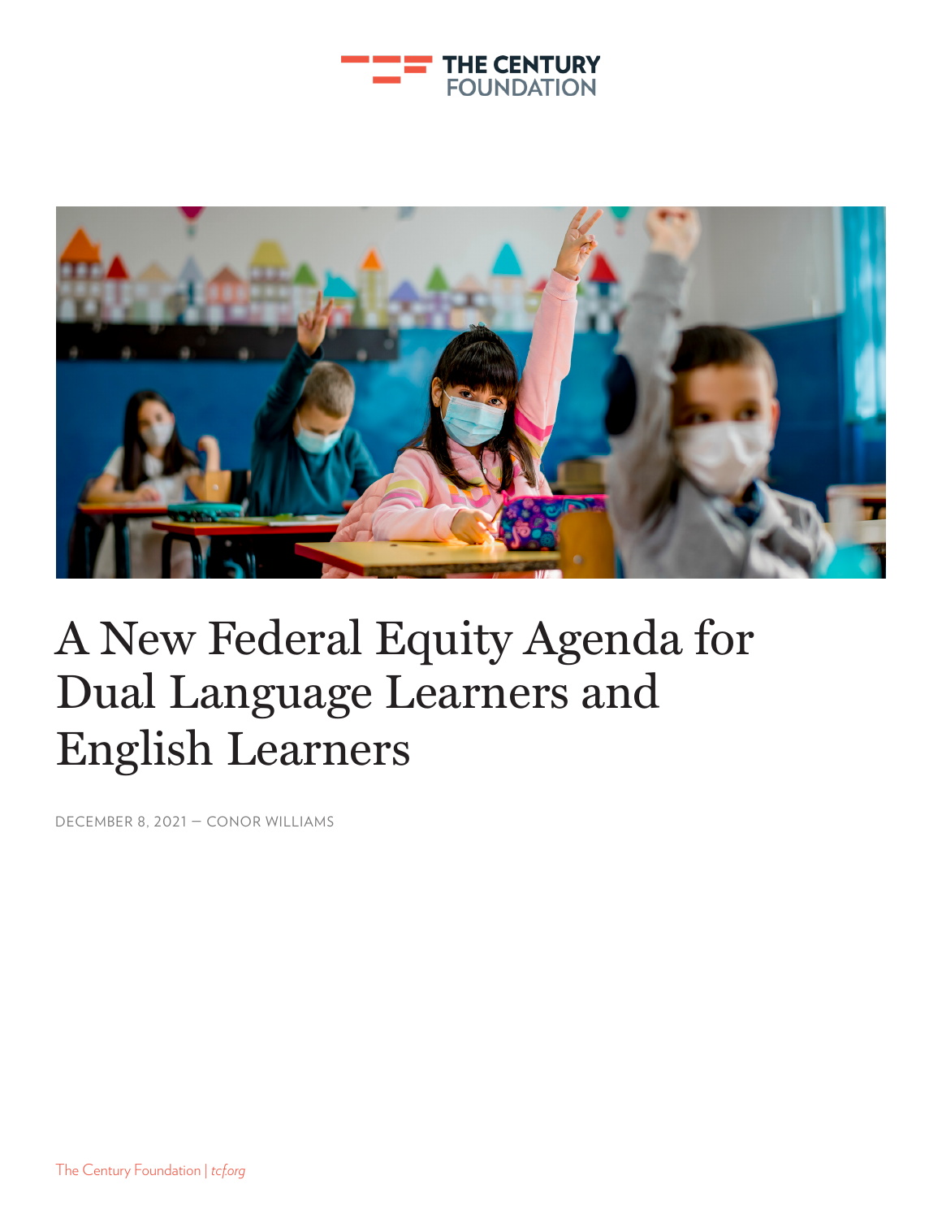THE CENTURY FOUNDATION

# A New Federal Equity Agenda for Dual Language Learners and English Learners

DECEMBER 8, 2021 — CONOR WILLIAMS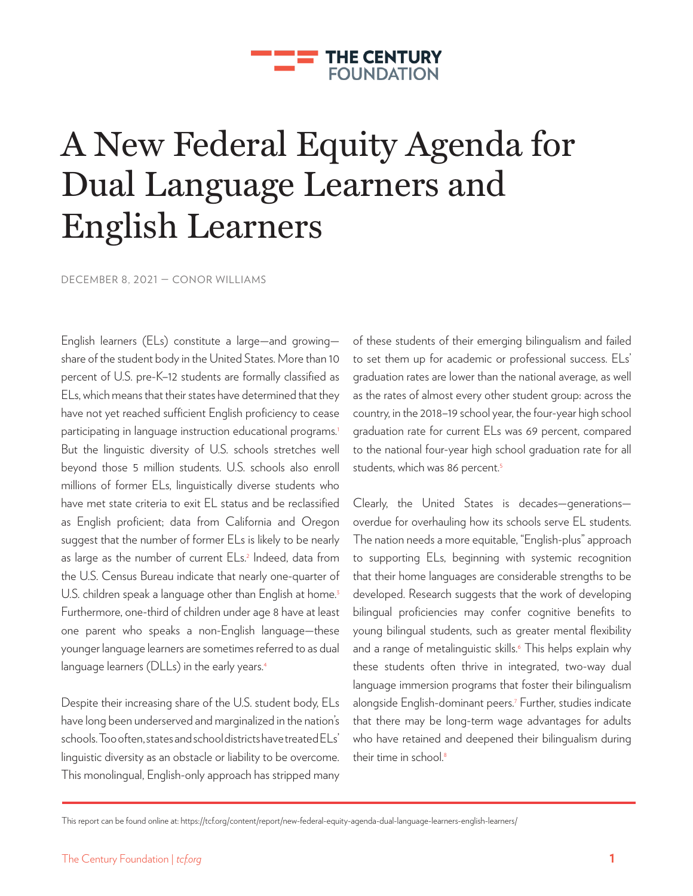# A New Federal Equity Agenda for Dual Language Learners and English Learners

DECEMBER 8, 2021 — CONOR WILLIAMS

English learners (ELs) constitute a large—and growing—share of the student body in the United States. More than 10 percent of U.S. pre-K–12 students are formally classified as ELs, which means that their states have determined that they have not yet reached sufficient English proficiency to cease participating in language instruction educational programs.[1] But the linguistic diversity of U.S. schools stretches well beyond those 5 million students. U.S. schools also enroll millions of former ELs, linguistically diverse students who have met state criteria to exit EL status and be reclassified as English proficient; data from California and Oregon suggest that the number of former ELs is likely to be nearly as large as the number of current ELs.[2] Indeed, data from the U.S. Census Bureau indicate that nearly one-quarter of U.S. children speak a language other than English at home.[3] Furthermore, one-third of children under age 8 have at least one parent who speaks a non-English language—these younger language learners are sometimes referred to as dual language learners (DLLs) in the early years.[4]

Despite their increasing share of the U.S. student body, ELs have long been underserved and marginalized in the nation's schools. Too often, states and school districts have treated ELs' linguistic diversity as an obstacle or liability to be overcome. This monolingual, English-only approach has stripped many of these students of their emerging bilingualism and failed to set them up for academic or professional success. ELs' graduation rates are lower than the national average, as well as the rates of almost every other student group: across the country, in the 2018–19 school year, the four-year high school graduation rate for current ELs was 69 percent, compared to the national four-year high school graduation rate for all students, which was 86 percent.[5]

Clearly, the United States is decades—generations—overdue for overhauling how its schools serve EL students. The nation needs a more equitable, "English-plus" approach to supporting ELs, beginning with systemic recognition that their home languages are considerable strengths to be developed. Research suggests that the work of developing bilingual proficiencies may confer cognitive benefits to young bilingual students, such as greater mental flexibility and a range of metalinguistic skills.[6] This helps explain why these students often thrive in integrated, two-way dual language immersion programs that foster their bilingualism alongside English-dominant peers.[7] Further, studies indicate that there may be long-term wage advantages for adults who have retained and deepened their bilingualism during their time in school.[8]

This report can be found online at: https://tcf.org/content/report/new-federal-equity-agenda-dual-language-learners-english-learners/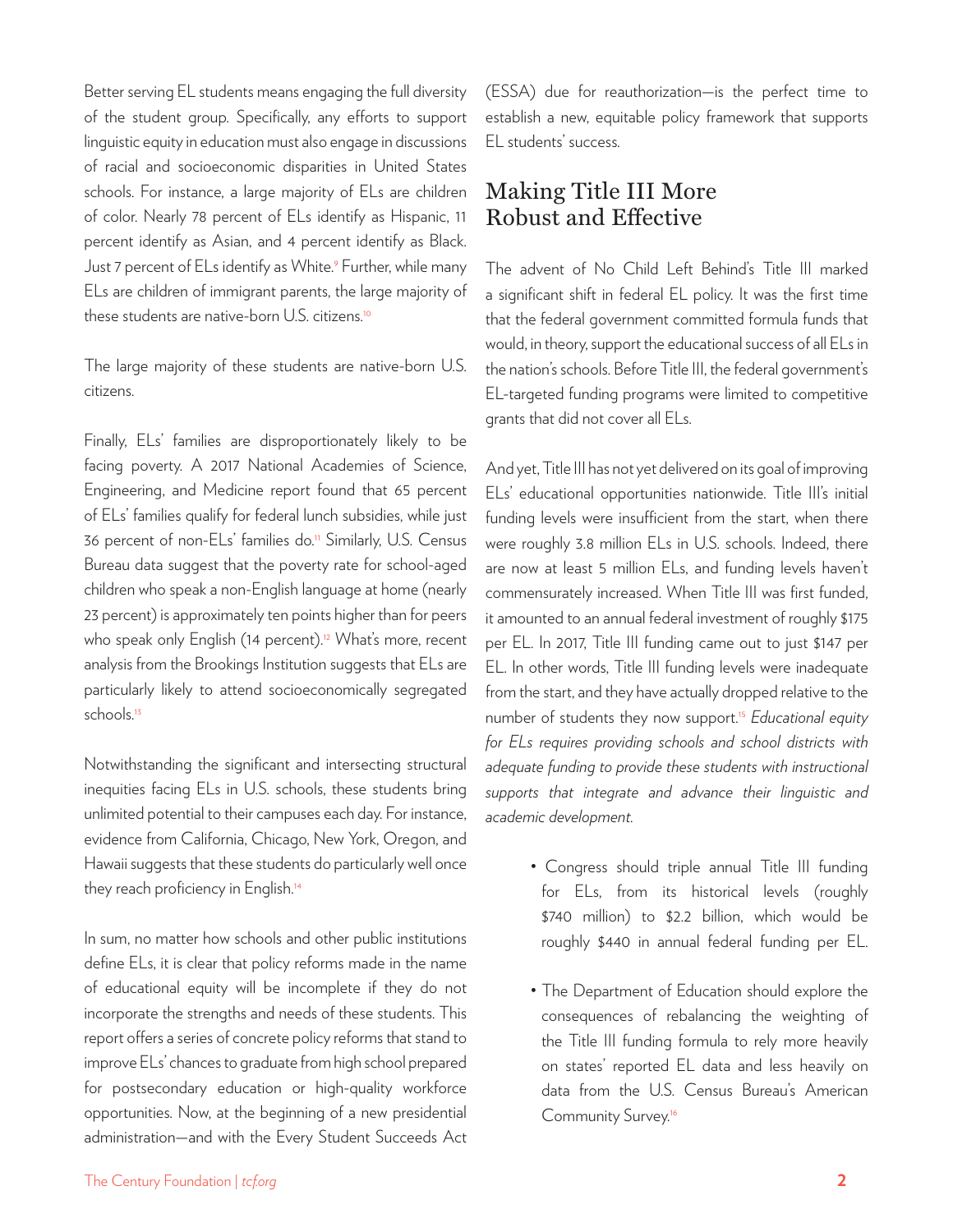Better serving EL students means engaging the full diversity of the student group. Specifically, any efforts to support linguistic equity in education must also engage in discussions of racial and socioeconomic disparities in United States schools. For instance, a large majority of ELs are children of color. Nearly 78 percent of ELs identify as Hispanic, 11 percent identify as Asian, and 4 percent identify as Black. Just 7 percent of ELs identify as White.[9] Further, while many ELs are children of immigrant parents, the large majority of these students are native-born U.S. citizens.[10]

The large majority of these students are native-born U.S. citizens.

Finally, ELs' families are disproportionately likely to be facing poverty. A 2017 National Academies of Science, Engineering, and Medicine report found that 65 percent of ELs' families qualify for federal lunch subsidies, while just 36 percent of non-ELs' families do.[11] Similarly, U.S. Census Bureau data suggest that the poverty rate for school-aged children who speak a non-English language at home (nearly 23 percent) is approximately ten points higher than for peers who speak only English (14 percent).[12] What's more, recent analysis from the Brookings Institution suggests that ELs are particularly likely to attend socioeconomically segregated schools.[13]

Notwithstanding the significant and intersecting structural inequities facing ELs in U.S. schools, these students bring unlimited potential to their campuses each day. For instance, evidence from California, Chicago, New York, Oregon, and Hawaii suggests that these students do particularly well once they reach proficiency in English.[14]

In sum, no matter how schools and other public institutions define ELs, it is clear that policy reforms made in the name of educational equity will be incomplete if they do not incorporate the strengths and needs of these students. This report offers a series of concrete policy reforms that stand to improve ELs' chances to graduate from high school prepared for postsecondary education or high-quality workforce opportunities. Now, at the beginning of a new presidential administration—and with the Every Student Succeeds Act (ESSA) due for reauthorization—is the perfect time to establish a new, equitable policy framework that supports EL students' success.

## Making Title III More Robust and Effective

The advent of No Child Left Behind's Title III marked a significant shift in federal EL policy. It was the first time that the federal government committed formula funds that would, in theory, support the educational success of all ELs in the nation's schools. Before Title III, the federal government's EL-targeted funding programs were limited to competitive grants that did not cover all ELs.

And yet, Title III has not yet delivered on its goal of improving ELs' educational opportunities nationwide. Title III's initial funding levels were insufficient from the start, when there were roughly 3.8 million ELs in U.S. schools. Indeed, there are now at least 5 million ELs, and funding levels haven't commensurately increased. When Title III was first funded, it amounted to an annual federal investment of roughly $175 per EL. In 2017, Title III funding came out to just $147 per EL. In other words, Title III funding levels were inadequate from the start, and they have actually dropped relative to the number of students they now support.[15] *Educational equity for ELs requires providing schools and school districts with adequate funding to provide these students with instructional supports that integrate and advance their linguistic and academic development.*

- Congress should triple annual Title III funding for ELs, from its historical levels (roughly $740 million) to $2.2 billion, which would be roughly $440 in annual federal funding per EL.
- The Department of Education should explore the consequences of rebalancing the weighting of the Title III funding formula to rely more heavily on states' reported EL data and less heavily on data from the U.S. Census Bureau's American Community Survey.[16]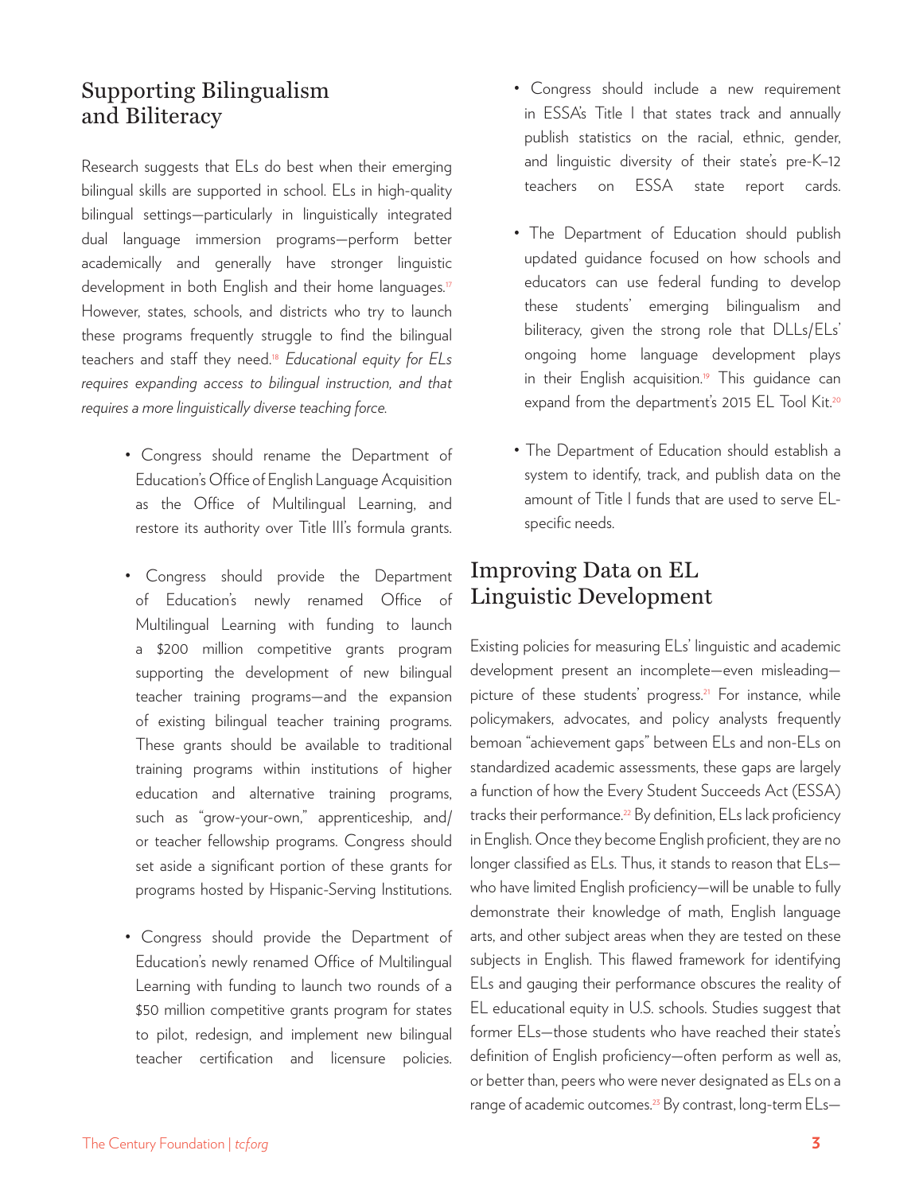## Supporting Bilingualism and Biliteracy

Research suggests that ELs do best when their emerging bilingual skills are supported in school. ELs in high-quality bilingual settings—particularly in linguistically integrated dual language immersion programs—perform better academically and generally have stronger linguistic development in both English and their home languages.[17] However, states, schools, and districts who try to launch these programs frequently struggle to find the bilingual teachers and staff they need.[18] *Educational equity for ELs requires expanding access to bilingual instruction, and that requires a more linguistically diverse teaching force.*

- Congress should rename the Department of Education's Office of English Language Acquisition as the Office of Multilingual Learning, and restore its authority over Title III's formula grants.

- Congress should provide the Department of Education's newly renamed Office of Multilingual Learning with funding to launch a $200 million competitive grants program supporting the development of new bilingual teacher training programs—and the expansion of existing bilingual teacher training programs. These grants should be available to traditional training programs within institutions of higher education and alternative training programs, such as "grow-your-own," apprenticeship, and/or teacher fellowship programs. Congress should set aside a significant portion of these grants for programs hosted by Hispanic-Serving Institutions.

- Congress should provide the Department of Education's newly renamed Office of Multilingual Learning with funding to launch two rounds of a $50 million competitive grants program for states to pilot, redesign, and implement new bilingual teacher certification and licensure policies.

- Congress should include a new requirement in ESSA's Title I that states track and annually publish statistics on the racial, ethnic, gender, and linguistic diversity of their state's pre-K–12 teachers on ESSA state report cards.

- The Department of Education should publish updated guidance focused on how schools and educators can use federal funding to develop these students' emerging bilingualism and biliteracy, given the strong role that DLLs/ELs' ongoing home language development plays in their English acquisition.[19] This guidance can expand from the department's 2015 EL Tool Kit.[20]

- The Department of Education should establish a system to identify, track, and publish data on the amount of Title I funds that are used to serve EL-specific needs.

## Improving Data on EL Linguistic Development

Existing policies for measuring ELs' linguistic and academic development present an incomplete—even misleading—picture of these students' progress.[21] For instance, while policymakers, advocates, and policy analysts frequently bemoan "achievement gaps" between ELs and non-ELs on standardized academic assessments, these gaps are largely a function of how the Every Student Succeeds Act (ESSA) tracks their performance.[22] By definition, ELs lack proficiency in English. Once they become English proficient, they are no longer classified as ELs. Thus, it stands to reason that ELs—who have limited English proficiency—will be unable to fully demonstrate their knowledge of math, English language arts, and other subject areas when they are tested on these subjects in English. This flawed framework for identifying ELs and gauging their performance obscures the reality of EL educational equity in U.S. schools. Studies suggest that former ELs—those students who have reached their state's definition of English proficiency—often perform as well as, or better than, peers who were never designated as ELs on a range of academic outcomes.[23] By contrast, long-term ELs—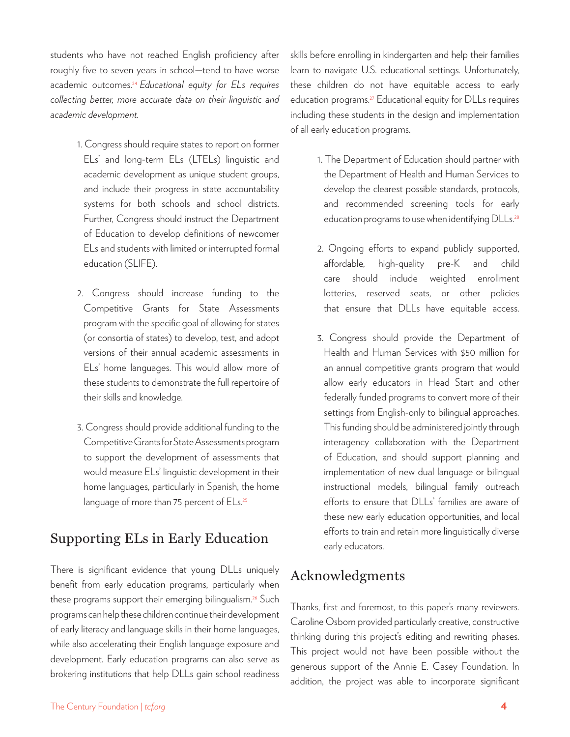students who have not reached English proficiency after roughly five to seven years in school—tend to have worse academic outcomes.[24] *Educational equity for ELs requires collecting better, more accurate data on their linguistic and academic development.*

1. Congress should require states to report on former ELs' and long-term ELs (LTELs) linguistic and academic development as unique student groups, and include their progress in state accountability systems for both schools and school districts. Further, Congress should instruct the Department of Education to develop definitions of newcomer ELs and students with limited or interrupted formal education (SLIFE).

2. Congress should increase funding to the Competitive Grants for State Assessments program with the specific goal of allowing for states (or consortia of states) to develop, test, and adopt versions of their annual academic assessments in ELs' home languages. This would allow more of these students to demonstrate the full repertoire of their skills and knowledge.

3. Congress should provide additional funding to the Competitive Grants for State Assessments program to support the development of assessments that would measure ELs' linguistic development in their home languages, particularly in Spanish, the home language of more than 75 percent of ELs.[25]

## Supporting ELs in Early Education

There is significant evidence that young DLLs uniquely benefit from early education programs, particularly when these programs support their emerging bilingualism.[26] Such programs can help these children continue their development of early literacy and language skills in their home languages, while also accelerating their English language exposure and development. Early education programs can also serve as brokering institutions that help DLLs gain school readiness skills before enrolling in kindergarten and help their families learn to navigate U.S. educational settings. Unfortunately, these children do not have equitable access to early education programs.[27] Educational equity for DLLs requires including these students in the design and implementation of all early education programs.

1. The Department of Education should partner with the Department of Health and Human Services to develop the clearest possible standards, protocols, and recommended screening tools for early education programs to use when identifying DLLs.[28]

2. Ongoing efforts to expand publicly supported, affordable, high-quality pre-K and child care should include weighted enrollment lotteries, reserved seats, or other policies that ensure that DLLs have equitable access.

3. Congress should provide the Department of Health and Human Services with $50 million for an annual competitive grants program that would allow early educators in Head Start and other federally funded programs to convert more of their settings from English-only to bilingual approaches. This funding should be administered jointly through interagency collaboration with the Department of Education, and should support planning and implementation of new dual language or bilingual instructional models, bilingual family outreach efforts to ensure that DLLs' families are aware of these new early education opportunities, and local efforts to train and retain more linguistically diverse early educators.

## Acknowledgments

Thanks, first and foremost, to this paper's many reviewers. Caroline Osborn provided particularly creative, constructive thinking during this project's editing and rewriting phases. This project would not have been possible without the generous support of the Annie E. Casey Foundation. In addition, the project was able to incorporate significant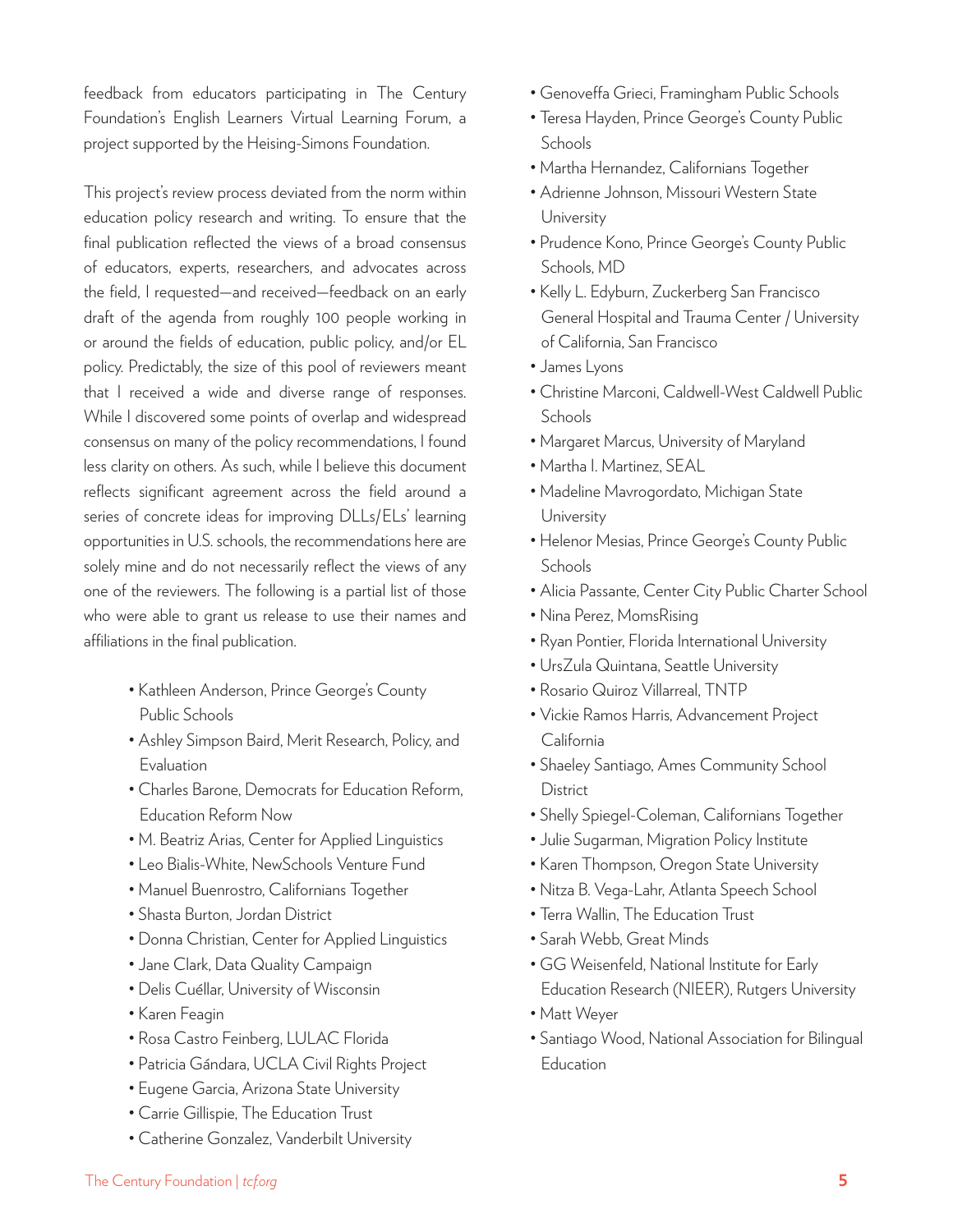feedback from educators participating in The Century Foundation's English Learners Virtual Learning Forum, a project supported by the Heising-Simons Foundation.

This project's review process deviated from the norm within education policy research and writing. To ensure that the final publication reflected the views of a broad consensus of educators, experts, researchers, and advocates across the field, I requested—and received—feedback on an early draft of the agenda from roughly 100 people working in or around the fields of education, public policy, and/or EL policy. Predictably, the size of this pool of reviewers meant that I received a wide and diverse range of responses. While I discovered some points of overlap and widespread consensus on many of the policy recommendations, I found less clarity on others. As such, while I believe this document reflects significant agreement across the field around a series of concrete ideas for improving DLLs/ELs' learning opportunities in U.S. schools, the recommendations here are solely mine and do not necessarily reflect the views of any one of the reviewers. The following is a partial list of those who were able to grant us release to use their names and affiliations in the final publication.

- Kathleen Anderson, Prince George's County Public Schools
- Ashley Simpson Baird, Merit Research, Policy, and Evaluation
- Charles Barone, Democrats for Education Reform, Education Reform Now
- M. Beatriz Arias, Center for Applied Linguistics
- Leo Bialis-White, NewSchools Venture Fund
- Manuel Buenrostro, Californians Together
- Shasta Burton, Jordan District
- Donna Christian, Center for Applied Linguistics
- Jane Clark, Data Quality Campaign
- Delis Cuéllar, University of Wisconsin
- Karen Feagin
- Rosa Castro Feinberg, LULAC Florida
- Patricia Gándara, UCLA Civil Rights Project
- Eugene Garcia, Arizona State University
- Carrie Gillispie, The Education Trust
- Catherine Gonzalez, Vanderbilt University
- Genoveffa Grieci, Framingham Public Schools
- Teresa Hayden, Prince George's County Public Schools
- Martha Hernandez, Californians Together
- Adrienne Johnson, Missouri Western State University
- Prudence Kono, Prince George's County Public Schools, MD
- Kelly L. Edyburn, Zuckerberg San Francisco General Hospital and Trauma Center / University of California, San Francisco
- James Lyons
- Christine Marconi, Caldwell-West Caldwell Public Schools
- Margaret Marcus, University of Maryland
- Martha I. Martinez, SEAL
- Madeline Mavrogordato, Michigan State University
- Helenor Mesias, Prince George's County Public Schools
- Alicia Passante, Center City Public Charter School
- Nina Perez, MomsRising
- Ryan Pontier, Florida International University
- UrsZula Quintana, Seattle University
- Rosario Quiroz Villarreal, TNTP
- Vickie Ramos Harris, Advancement Project California
- Shaeley Santiago, Ames Community School District
- Shelly Spiegel-Coleman, Californians Together
- Julie Sugarman, Migration Policy Institute
- Karen Thompson, Oregon State University
- Nitza B. Vega-Lahr, Atlanta Speech School
- Terra Wallin, The Education Trust
- Sarah Webb, Great Minds
- GG Weisenfeld, National Institute for Early Education Research (NIEER), Rutgers University
- Matt Weyer
- Santiago Wood, National Association for Bilingual Education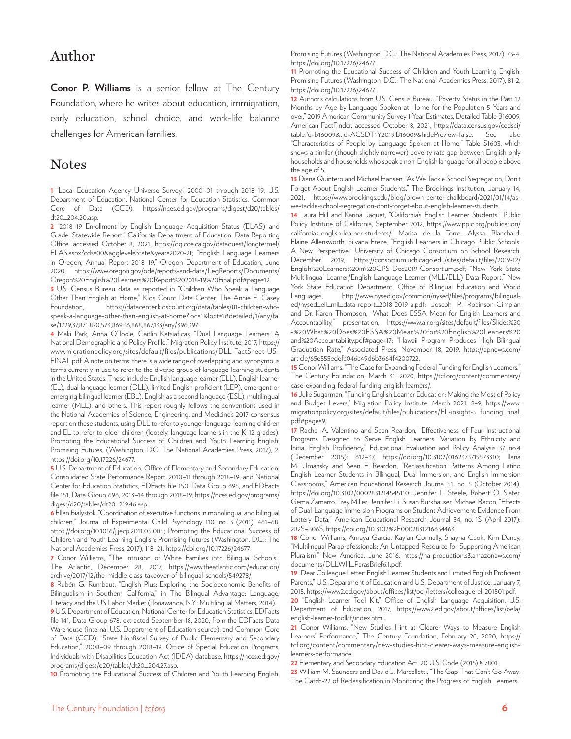## Author

**Conor P. Williams** is a senior fellow at The Century Foundation, where he writes about education, immigration, early education, school choice, and work-life balance challenges for American families.

## Notes

1 "Local Education Agency Universe Survey," 2000–01 through 2018–19, U.S. Department of Education, National Center for Education Statistics, Common Core of Data (CCD), https://nces.ed.gov/programs/digest/d20/tables/dt20_204.20.asp.

2 "2018–19 Enrollment by English Language Acquisition Status (ELAS) and Grade, Statewide Report," California Department of Education, Data Reporting Office, accessed October 8, 2021, https://dq.cde.ca.gov/dataquest/longtermel/ELAS.aspx?cds=00&agglevel=State&year=2020-21; "English Language Learners in Oregon, Annual Report 2018–19," Oregon Department of Education, June 2020, https://www.oregon.gov/ode/reports-and-data/LegReports/Documents/Oregon%20English%20Learners%20Report%202018-19%20Final.pdf#page=12.

3 U.S. Census Bureau data as reported in "Children Who Speak a Language Other Than English at Home," Kids Count Data Center, The Annie E. Casey Foundation, https://datacenter.kidscount.org/data/tables/81-children-who-speak-a-language-other-than-english-at-home?loc=1&loct=1#detailed/1/any/false/1729,37,871,870,573,869,36,868,867,133/any/396,397.

4 Maki Park, Anna O'Toole, Caitlin Katsiaficas, "Dual Language Learners: A National Demographic and Policy Profile," Migration Policy Institute, 2017, https://www.migrationpolicy.org/sites/default/files/publications/DLL-FactSheet-US-FINAL.pdf. A note on terms: there is a wide range of overlapping and synonymous terms currently in use to refer to the diverse group of language-learning students in the United States. These include: English language learner (ELL), English learner (EL), dual language learner (DLL), limited English proficient (LEP), emergent or emerging bilingual learner (EBL), English as a second language (ESL), multilingual learner (MLL), and others. This report roughly follows the conventions used in the National Academies of Science, Engineering, and Medicine's 2017 consensus report on these students, using DLL to refer to younger language-learning children and EL to refer to older children (loosely, language learners in the K–12 grades). Promoting the Educational Success of Children and Youth Learning English: Promising Futures, (Washington, DC: The National Academies Press, 2017), 2, https://doi.org/10.17226/24677.

5 U.S. Department of Education, Office of Elementary and Secondary Education, Consolidated State Performance Report, 2010–11 through 2018–19; and National Center for Education Statistics, EDFacts file 150, Data Group 695, and EDFacts file 151, Data Group 696, 2013–14 through 2018–19, https://nces.ed.gov/programs/digest/d20/tables/dt20_219.46.asp.

6 Ellen Bialystok, "Coordination of executive functions in monolingual and bilingual children," Journal of Experimental Child Psychology 110, no. 3 (2011): 461–68, https://doi.org/10.1016/j.jecp.2011.05.005; Promoting the Educational Success of Children and Youth Learning English: Promising Futures (Washington, D.C.: The National Academies Press, 2017), 118–21, https://doi.org/10.17226/24677.

7 Conor Williams, "The Intrusion of White Families into Bilingual Schools," The Atlantic, December 28, 2017, https://www.theatlantic.com/education/archive/2017/12/the-middle-class-takeover-of-bilingual-schools/549278/.

8 Rubén G. Rumbaut, "English Plus: Exploring the Socioeconomic Benefits of Bilingualism in Southern California," in The Bilingual Advantage: Language, Literacy and the US Labor Market (Tonawanda, N.Y.: Multilingual Matters, 2014).

9 U.S. Department of Education, National Center for Education Statistics, EDFacts file 141, Data Group 678, extracted September 18, 2020, from the EDFacts Data Warehouse (internal U.S. Department of Education source); and Common Core of Data (CCD), "State Nonfiscal Survey of Public Elementary and Secondary Education," 2008–09 through 2018–19, Office of Special Education Programs, Individuals with Disabilities Education Act (IDEA) database, https://nces.ed.gov/programs/digest/d20/tables/dt20_204.27.asp.

10 Promoting the Educational Success of Children and Youth Learning English: Promising Futures (Washington, D.C.: The National Academies Press, 2017), 73-4, https://doi.org/10.17226/24677.

11 Promoting the Educational Success of Children and Youth Learning English: Promising Futures (Washington, D.C.: The National Academies Press, 2017), 81-2, https://doi.org/10.17226/24677.

12 Author's calculations from U.S. Census Bureau, "Poverty Status in the Past 12 Months by Age by Language Spoken at Home for the Population 5 Years and over," 2019 American Community Survey 1-Year Estimates, Detailed Table B16009, American FactFinder, accessed October 8, 2021, https://data.census.gov/cedsci/table?q=b16009&tid=ACSDT1Y2019.B16009&hidePreview=false. See also "Characteristics of People by Language Spoken at Home," Table S1603, which shows a similar (though slightly narrower) poverty rate gap between English-only households and households who speak a non-English language for all people above the age of 5.

13 Diana Quintero and Michael Hansen, "As We Tackle School Segregation, Don't Forget About English Learner Students," The Brookings Institution, January 14, 2021, https://www.brookings.edu/blog/brown-center-chalkboard/2021/01/14/as-we-tackle-school-segregation-dont-forget-about-english-learner-students.

14 Laura Hill and Karina Jaquet, "California's English Learner Students," Public Policy Institute of California, September 2012, https://www.ppic.org/publication/californias-english-learner-students/; Marisa de la Torre, Alyssa Blanchard, Elaine Allensworth, Silvana Freire, "English Learners in Chicago Public Schools: A New Perspective," University of Chicago Consortium on School Research, December 2019, https://consortium.uchicago.edu/sites/default/files/2019-12/English%20Learners%20in%20CPS-Dec2019-Consortium.pdf; "New York State Multilingual Learner/English Language Learner (MLL/ELL) Data Report," New York State Education Department, Office of Bilingual Education and World Languages, http://www.nysed.gov/common/nysed/files/programs/bilingual-ed/nysed_ell_mll_data-report_2018-2019-a.pdf; Joseph P. Robinson-Cimpian and Dr. Karen Thompson, "What Does ESSA Mean for English Learners and Accountability," presentation, https://www.air.org/sites/default/files/Slides%20-%20What%20Does%20ESSA%20Mean%20for%20English%20Leaners%20and%20Accountability.pdf#page=17; "Hawaii Program Produces High Bilingual Graduation Rate," Associated Press, November 18, 2019, https://apnews.com/article/65e555edefc046c49d6b3664f4200722.

15 Conor Williams, "The Case for Expanding Federal Funding for English Learners," The Century Foundation, March 31, 2020, https://tcf.org/content/commentary/case-expanding-federal-funding-english-learners/.

16 Julie Sugarman, "Funding English Learner Education: Making the Most of Policy and Budget Levers," Migration Policy Institute, March 2021, 8–9, https://www.migrationpolicy.org/sites/default/files/publications/EL-insight-5_funding_final.pdf#page=9.

17 Rachel A. Valentino and Sean Reardon, "Effectiveness of Four Instructional Programs Designed to Serve English Learners: Variation by Ethnicity and Initial English Proficiency," Educational Evaluation and Policy Analysis 37, no.4 (December 2015): 612–37, https://doi.org/10.3102/0162373715573310; Ilana M. Umansky and Sean F. Reardon, "Reclassification Patterns Among Latino English Learner Students in Bilingual, Dual Immersion, and English Immersion Classrooms," American Educational Research Journal 51, no. 5 (October 2014), https://doi.org/10.3102/0002831214545110; Jennifer L. Steele, Robert O. Slater, Gema Zamarro, Trey Miller, Jennifer Li, Susan Burkhauser, Michael Bacon, "Effects of Dual-Language Immersion Programs on Student Achievement: Evidence From Lottery Data," American Educational Research Journal 54, no. 1S (April 2017): 282S–306S, https://doi.org/10.3102%2F0002831216634463.

18 Conor Williams, Amaya Garcia, Kaylan Connally, Shayna Cook, Kim Dancy, "Multilingual Paraprofessionals: An Untapped Resource for Supporting American Pluralism," New America, June 2016, https://na-production.s3.amazonaws.com/documents/DLLWH_ParasBrief6.1.pdf.

19 "Dear Colleague Letter: English Learner Students and Limited English Proficient Parents," U.S. Department of Education and U.S. Department of Justice, January 7, 2015, https://www2.ed.gov/about/offices/list/ocr/letters/colleague-el-201501.pdf.

20 "English Learner Tool Kit," Office of English Language Acquisition, U.S. Department of Education, 2017, https://www2.ed.gov/about/offices/list/oela/english-learner-toolkit/index.html.

21 Conor Williams, "New Studies Hint at Clearer Ways to Measure English Learners' Performance," The Century Foundation, February 20, 2020, https://tcf.org/content/commentary/new-studies-hint-clearer-ways-measure-english-learners-performance.

22 Elementary and Secondary Education Act, 20 U.S. Code (2015) § 7801.

23 William M. Saunders and David J. Marcelletti, "The Gap That Can't Go Away: The Catch-22 of Reclassification in Monitoring the Progress of English Learners,"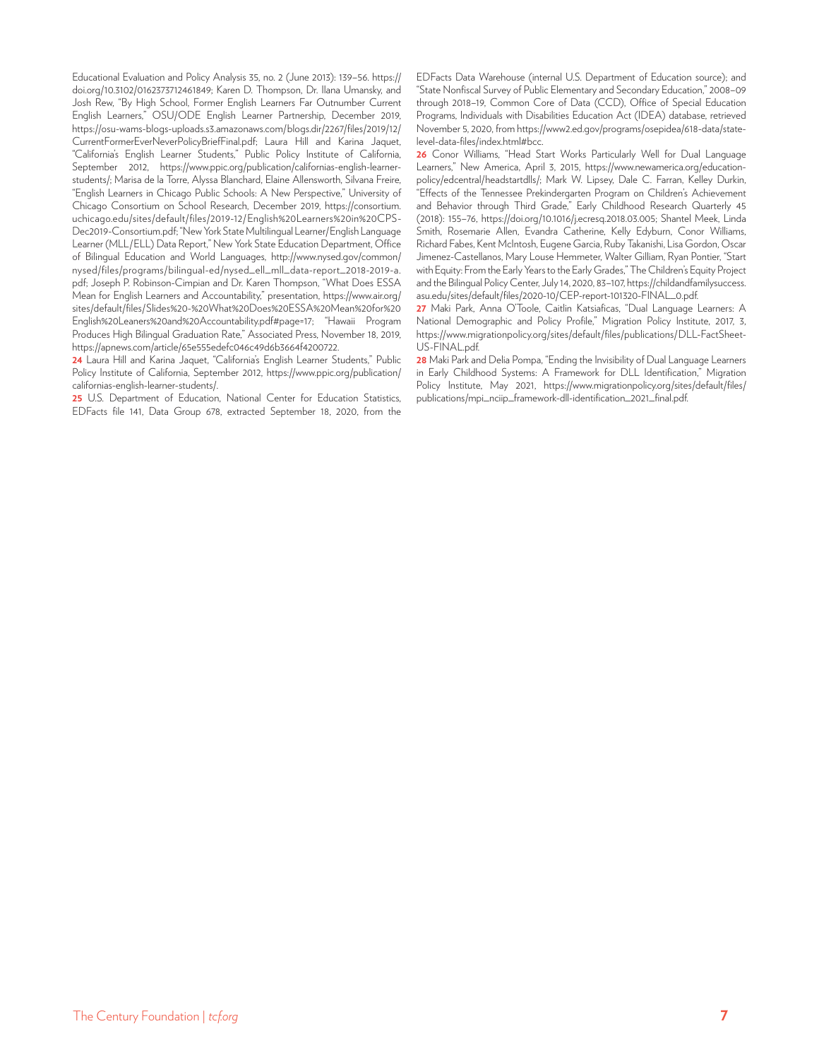Educational Evaluation and Policy Analysis 35, no. 2 (June 2013): 139–56. https://doi.org/10.3102/0162373712461849; Karen D. Thompson, Dr. Ilana Umansky, and Josh Rew, "By High School, Former English Learners Far Outnumber Current English Learners," OSU/ODE English Learner Partnership, December 2019, https://osu-wams-blogs-uploads.s3.amazonaws.com/blogs.dir/2267/files/2019/12/CurrentFormerEverNeverPolicyBriefFinal.pdf; Laura Hill and Karina Jaquet, "California's English Learner Students," Public Policy Institute of California, September 2012, https://www.ppic.org/publication/californias-english-learner-students/; Marisa de la Torre, Alyssa Blanchard, Elaine Allensworth, Silvana Freire, "English Learners in Chicago Public Schools: A New Perspective," University of Chicago Consortium on School Research, December 2019, https://consortium.uchicago.edu/sites/default/files/2019-12/English%20Learners%20in%20CPS-Dec2019-Consortium.pdf; "New York State Multilingual Learner/English Language Learner (MLL/ELL) Data Report," New York State Education Department, Office of Bilingual Education and World Languages, http://www.nysed.gov/common/nysed/files/programs/bilingual-ed/nysed_ell_mll_data-report_2018-2019-a.pdf; Joseph P. Robinson-Cimpian and Dr. Karen Thompson, "What Does ESSA Mean for English Learners and Accountability," presentation, https://www.air.org/sites/default/files/Slides%20-%20What%20Does%20ESSA%20Mean%20for%20English%20Leaners%20and%20Accountability.pdf#page=17; "Hawaii Program Produces High Bilingual Graduation Rate," Associated Press, November 18, 2019, https://apnews.com/article/65e555edefc046c49d6b3664f4200722.

**24** Laura Hill and Karina Jaquet, "California's English Learner Students," Public Policy Institute of California, September 2012, https://www.ppic.org/publication/californias-english-learner-students/.

**25** U.S. Department of Education, National Center for Education Statistics, EDFacts file 141, Data Group 678, extracted September 18, 2020, from the EDFacts Data Warehouse (internal U.S. Department of Education source); and "State Nonfiscal Survey of Public Elementary and Secondary Education," 2008–09 through 2018–19, Common Core of Data (CCD), Office of Special Education Programs, Individuals with Disabilities Education Act (IDEA) database, retrieved November 5, 2020, from https://www2.ed.gov/programs/osepidea/618-data/state-level-data-files/index.html#bcc.

**26** Conor Williams, "Head Start Works Particularly Well for Dual Language Learners," New America, April 3, 2015, https://www.newamerica.org/education-policy/edcentral/headstartdlls/; Mark W. Lipsey, Dale C. Farran, Kelley Durkin, "Effects of the Tennessee Prekindergarten Program on Children's Achievement and Behavior through Third Grade," Early Childhood Research Quarterly 45 (2018): 155–76, https://doi.org/10.1016/j.ecresq.2018.03.005; Shantel Meek, Linda Smith, Rosemarie Allen, Evandra Catherine, Kelly Edyburn, Conor Williams, Richard Fabes, Kent McIntosh, Eugene Garcia, Ruby Takanishi, Lisa Gordon, Oscar Jimenez-Castellanos, Mary Louse Hemmeter, Walter Gilliam, Ryan Pontier, "Start with Equity: From the Early Years to the Early Grades," The Children's Equity Project and the Bilingual Policy Center, July 14, 2020, 83–107, https://childandfamilysuccess.asu.edu/sites/default/files/2020-10/CEP-report-101320-FINAL_0.pdf.

**27** Maki Park, Anna O'Toole, Caitlin Katsiaficas, "Dual Language Learners: A National Demographic and Policy Profile," Migration Policy Institute, 2017, 3, https://www.migrationpolicy.org/sites/default/files/publications/DLL-FactSheet-US-FINAL.pdf.

**28** Maki Park and Delia Pompa, "Ending the Invisibility of Dual Language Learners in Early Childhood Systems: A Framework for DLL Identification," Migration Policy Institute, May 2021, https://www.migrationpolicy.org/sites/default/files/publications/mpi_nciip_framework-dll-identification_2021_final.pdf.